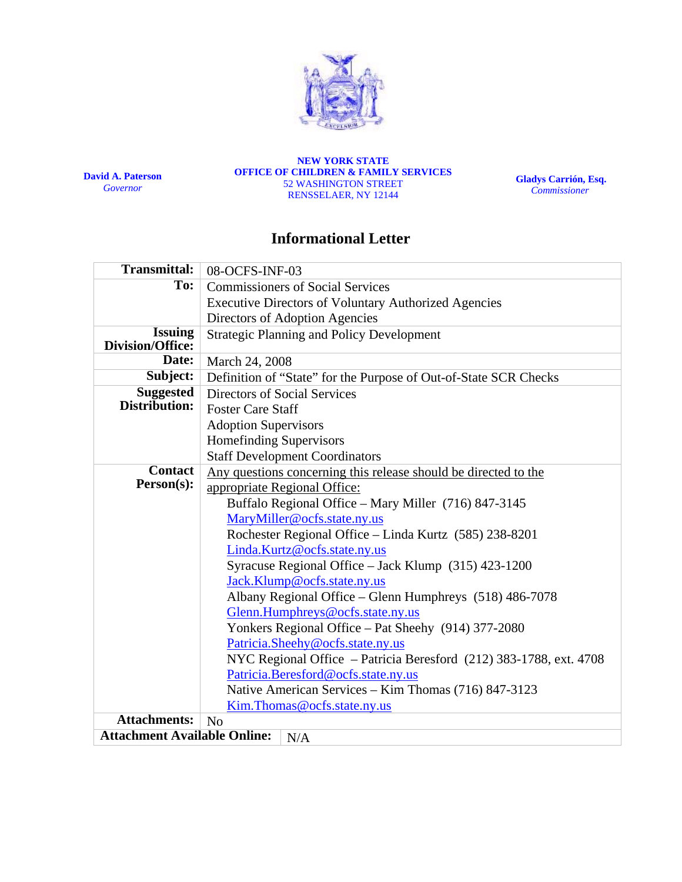**David A. Paterson**
*Governor*

**NEW YORK STATE**
**OFFICE OF CHILDREN & FAMILY SERVICES**
52 WASHINGTON STREET
RENSSELAER, NY 12144

**Gladys Carrión, Esq.**
*Commissioner*

# Informational Letter

| **Transmittal:** | 08-OCFS-INF-03 |
|---|---|
| **To:** | Commissioners of Social Services<br>Executive Directors of Voluntary Authorized Agencies<br>Directors of Adoption Agencies |
| **Issuing Division/Office:** | Strategic Planning and Policy Development |
| **Date:** | March 24, 2008 |
| **Subject:** | Definition of "State" for the Purpose of Out-of-State SCR Checks |
| **Suggested Distribution:** | Directors of Social Services<br>Foster Care Staff<br>Adoption Supervisors<br>Homefinding Supervisors<br>Staff Development Coordinators |
| **Contact Person(s):** | Any questions concerning this release should be directed to the appropriate Regional Office:<br>Buffalo Regional Office – Mary Miller (716) 847-3145 MaryMiller@ocfs.state.ny.us<br>Rochester Regional Office – Linda Kurtz (585) 238-8201 Linda.Kurtz@ocfs.state.ny.us<br>Syracuse Regional Office – Jack Klump (315) 423-1200 Jack.Klump@ocfs.state.ny.us<br>Albany Regional Office – Glenn Humphreys (518) 486-7078 Glenn.Humphreys@ocfs.state.ny.us<br>Yonkers Regional Office – Pat Sheehy (914) 377-2080 Patricia.Sheehy@ocfs.state.ny.us<br>NYC Regional Office – Patricia Beresford (212) 383-1788, ext. 4708 Patricia.Beresford@ocfs.state.ny.us<br>Native American Services – Kim Thomas (716) 847-3123 Kim.Thomas@ocfs.state.ny.us |
| **Attachments:** | No |
| **Attachment Available Online:** | N/A |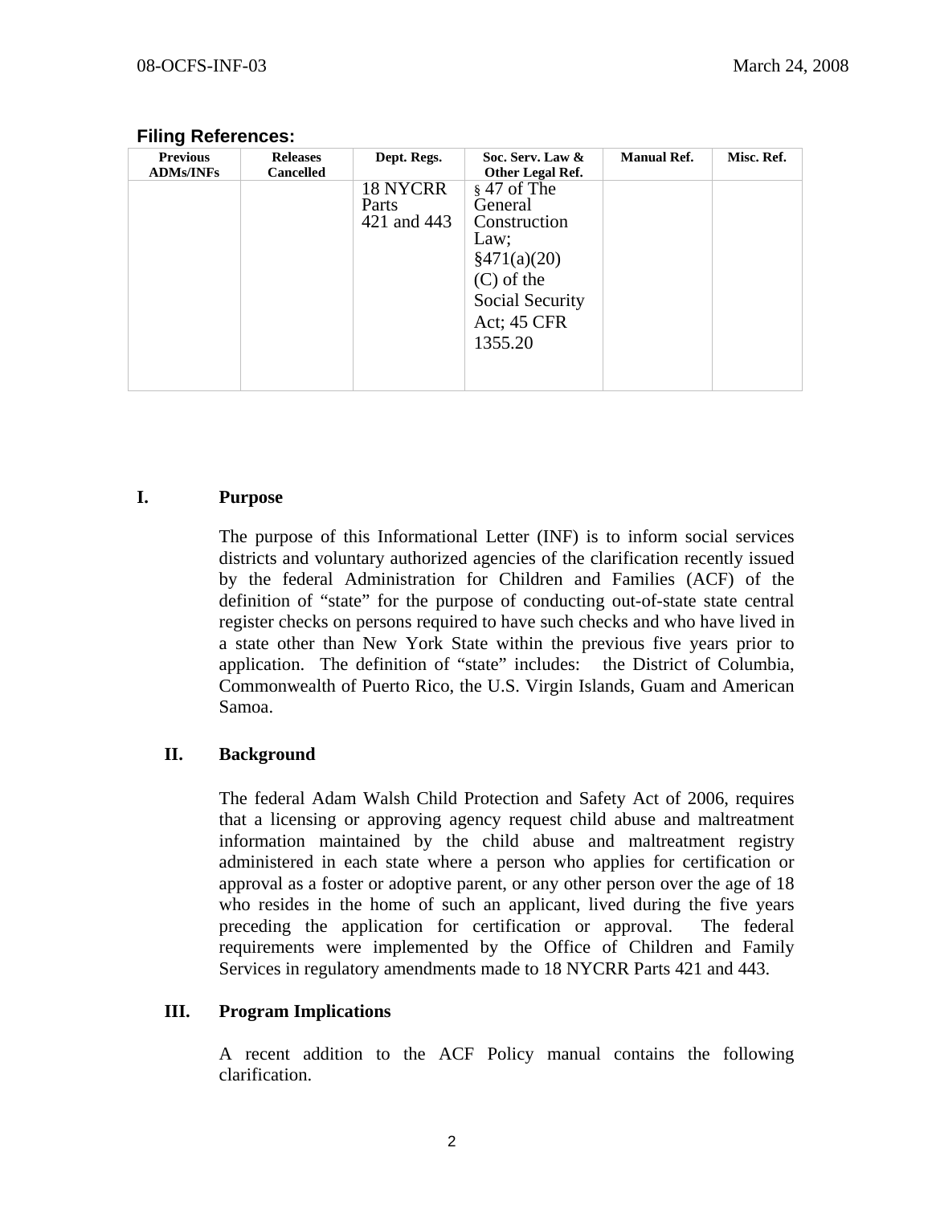**Filing References:**

| Previous ADMs/INFs | Releases Cancelled | Dept. Regs. | Soc. Serv. Law & Other Legal Ref. | Manual Ref. | Misc. Ref. |
|---|---|---|---|---|---|
| | | 18 NYCRR Parts 421 and 443 | § 47 of The General Construction Law; §471(a)(20)(C) of the Social Security Act; 45 CFR 1355.20 | | |

## I. Purpose

The purpose of this Informational Letter (INF) is to inform social services districts and voluntary authorized agencies of the clarification recently issued by the federal Administration for Children and Families (ACF) of the definition of "state" for the purpose of conducting out-of-state state central register checks on persons required to have such checks and who have lived in a state other than New York State within the previous five years prior to application. The definition of "state" includes: the District of Columbia, Commonwealth of Puerto Rico, the U.S. Virgin Islands, Guam and American Samoa.

## II. Background

The federal Adam Walsh Child Protection and Safety Act of 2006, requires that a licensing or approving agency request child abuse and maltreatment information maintained by the child abuse and maltreatment registry administered in each state where a person who applies for certification or approval as a foster or adoptive parent, or any other person over the age of 18 who resides in the home of such an applicant, lived during the five years preceding the application for certification or approval. The federal requirements were implemented by the Office of Children and Family Services in regulatory amendments made to 18 NYCRR Parts 421 and 443.

## III. Program Implications

A recent addition to the ACF Policy manual contains the following clarification.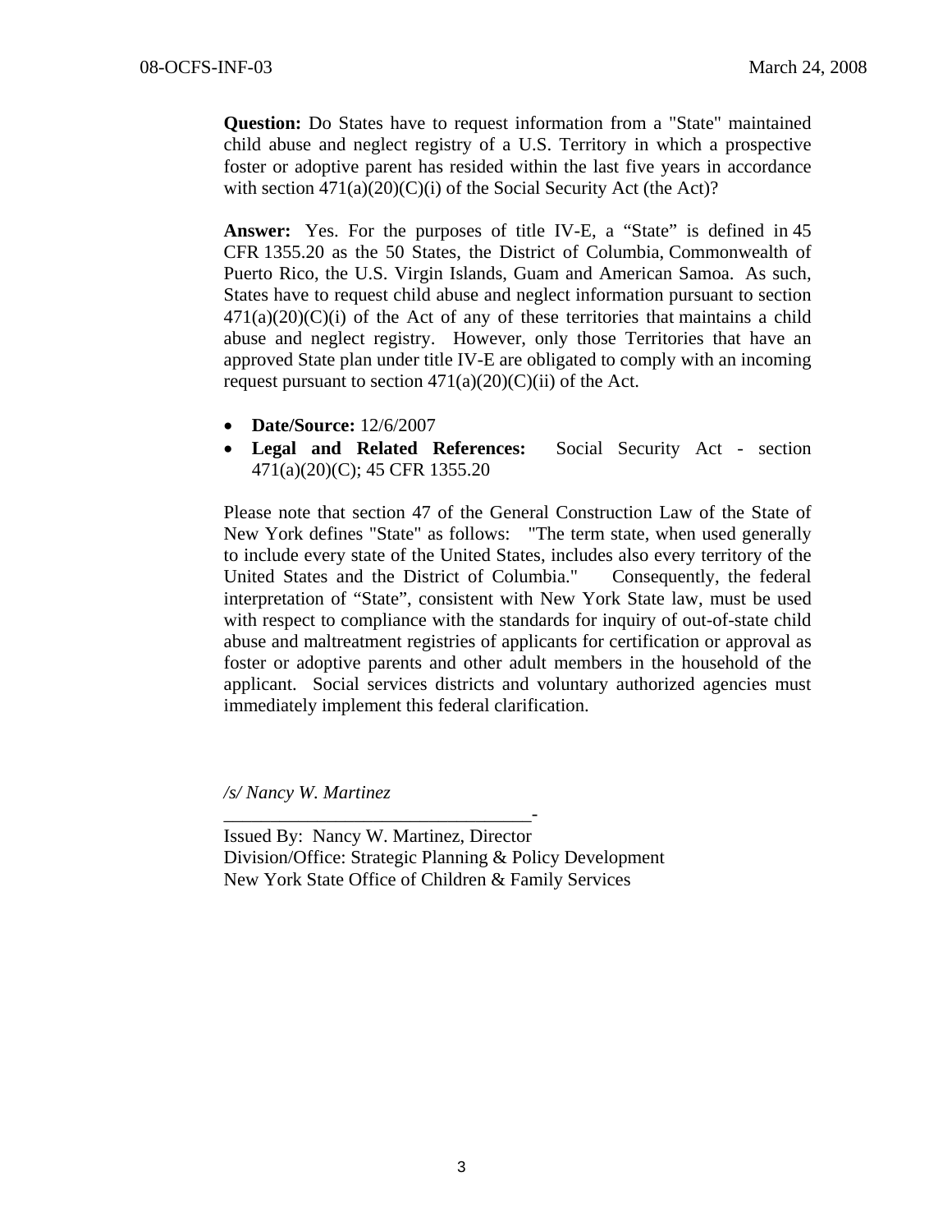**Question:** Do States have to request information from a "State" maintained child abuse and neglect registry of a U.S. Territory in which a prospective foster or adoptive parent has resided within the last five years in accordance with section 471(a)(20)(C)(i) of the Social Security Act (the Act)?

**Answer:** Yes. For the purposes of title IV-E, a "State" is defined in 45 CFR 1355.20 as the 50 States, the District of Columbia, Commonwealth of Puerto Rico, the U.S. Virgin Islands, Guam and American Samoa. As such, States have to request child abuse and neglect information pursuant to section 471(a)(20)(C)(i) of the Act of any of these territories that maintains a child abuse and neglect registry. However, only those Territories that have an approved State plan under title IV-E are obligated to comply with an incoming request pursuant to section 471(a)(20)(C)(ii) of the Act.

- **Date/Source:** 12/6/2007
- **Legal and Related References:** Social Security Act - section 471(a)(20)(C); 45 CFR 1355.20

Please note that section 47 of the General Construction Law of the State of New York defines "State" as follows: "The term state, when used generally to include every state of the United States, includes also every territory of the United States and the District of Columbia." Consequently, the federal interpretation of "State", consistent with New York State law, must be used with respect to compliance with the standards for inquiry of out-of-state child abuse and maltreatment registries of applicants for certification or approval as foster or adoptive parents and other adult members in the household of the applicant. Social services districts and voluntary authorized agencies must immediately implement this federal clarification.

*/s/ Nancy W. Martinez*

_________________________________-

Issued By: Nancy W. Martinez, Director
Division/Office: Strategic Planning & Policy Development
New York State Office of Children & Family Services